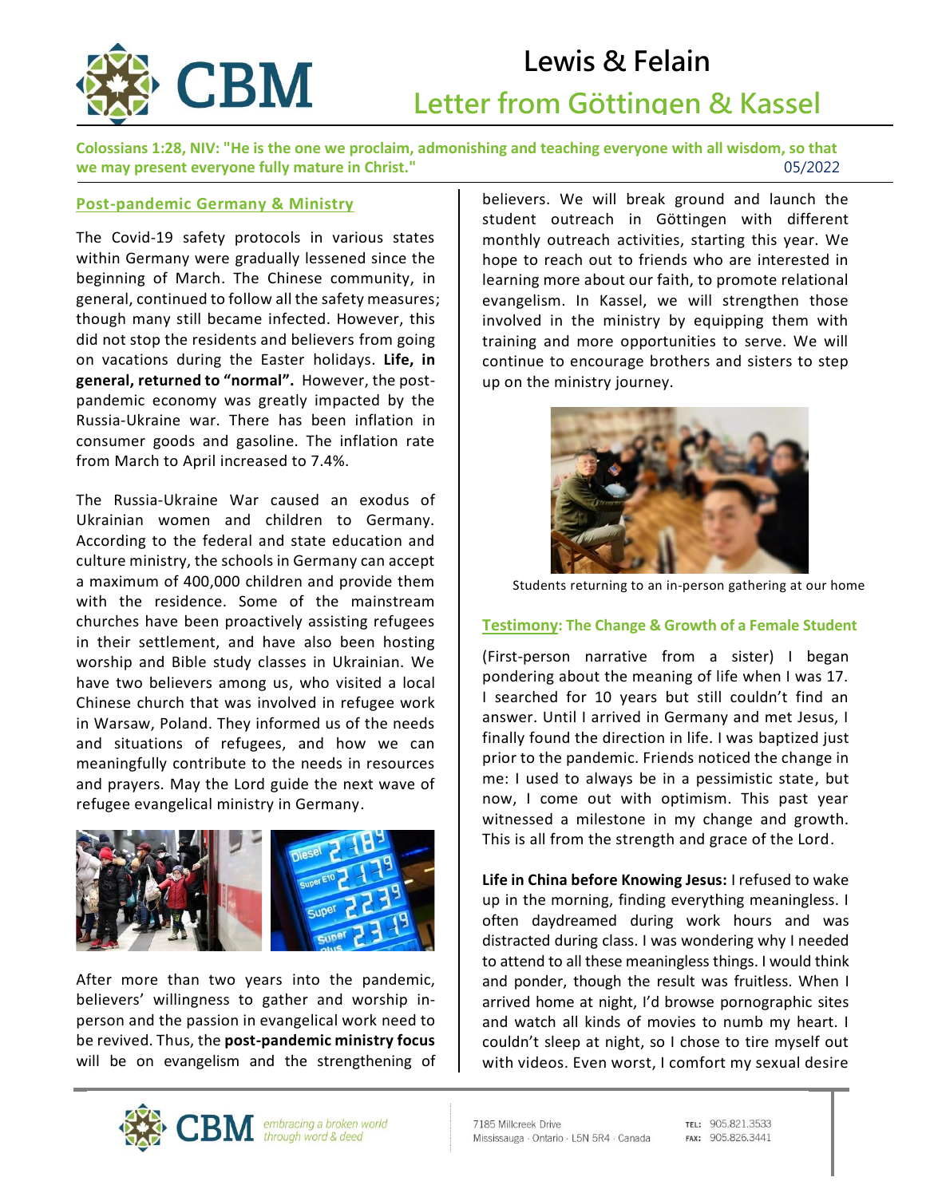# Lewis & Felain

## Letter from Göttingen & Kassel

**Colossians 1:28, NIV: "He is the one we proclaim, admonishing and teaching everyone with all wisdom, so that we may present everyone fully mature in Christ."**

05/2022

### Post-pandemic Germany & Ministry

The Covid-19 safety protocols in various states within Germany were gradually lessened since the beginning of March. The Chinese community, in general, continued to follow all the safety measures; though many still became infected. However, this did not stop the residents and believers from going on vacations during the Easter holidays. **Life, in general, returned to "normal".** However, the post-pandemic economy was greatly impacted by the Russia-Ukraine war. There has been inflation in consumer goods and gasoline. The inflation rate from March to April increased to 7.4%.

The Russia-Ukraine War caused an exodus of Ukrainian women and children to Germany. According to the federal and state education and culture ministry, the schools in Germany can accept a maximum of 400,000 children and provide them with the residence. Some of the mainstream churches have been proactively assisting refugees in their settlement, and have also been hosting worship and Bible study classes in Ukrainian. We have two believers among us, who visited a local Chinese church that was involved in refugee work in Warsaw, Poland. They informed us of the needs and situations of refugees, and how we can meaningfully contribute to the needs in resources and prayers. May the Lord guide the next wave of refugee evangelical ministry in Germany.

After more than two years into the pandemic, believers' willingness to gather and worship in-person and the passion in evangelical work need to be revived. Thus, the **post-pandemic ministry focus** will be on evangelism and the strengthening of believers. We will break ground and launch the student outreach in Göttingen with different monthly outreach activities, starting this year. We hope to reach out to friends who are interested in learning more about our faith, to promote relational evangelism. In Kassel, we will strengthen those involved in the ministry by equipping them with training and more opportunities to serve. We will continue to encourage brothers and sisters to step up on the ministry journey.

Students returning to an in-person gathering at our home

### Testimony: The Change & Growth of a Female Student

(First-person narrative from a sister) I began pondering about the meaning of life when I was 17. I searched for 10 years but still couldn't find an answer. Until I arrived in Germany and met Jesus, I finally found the direction in life. I was baptized just prior to the pandemic. Friends noticed the change in me: I used to always be in a pessimistic state, but now, I come out with optimism. This past year witnessed a milestone in my change and growth. This is all from the strength and grace of the Lord.

**Life in China before Knowing Jesus:** I refused to wake up in the morning, finding everything meaningless. I often daydreamed during work hours and was distracted during class. I was wondering why I needed to attend to all these meaningless things. I would think and ponder, though the result was fruitless. When I arrived home at night, I'd browse pornographic sites and watch all kinds of movies to numb my heart. I couldn't sleep at night, so I chose to tire myself out with videos. Even worst, I comfort my sexual desire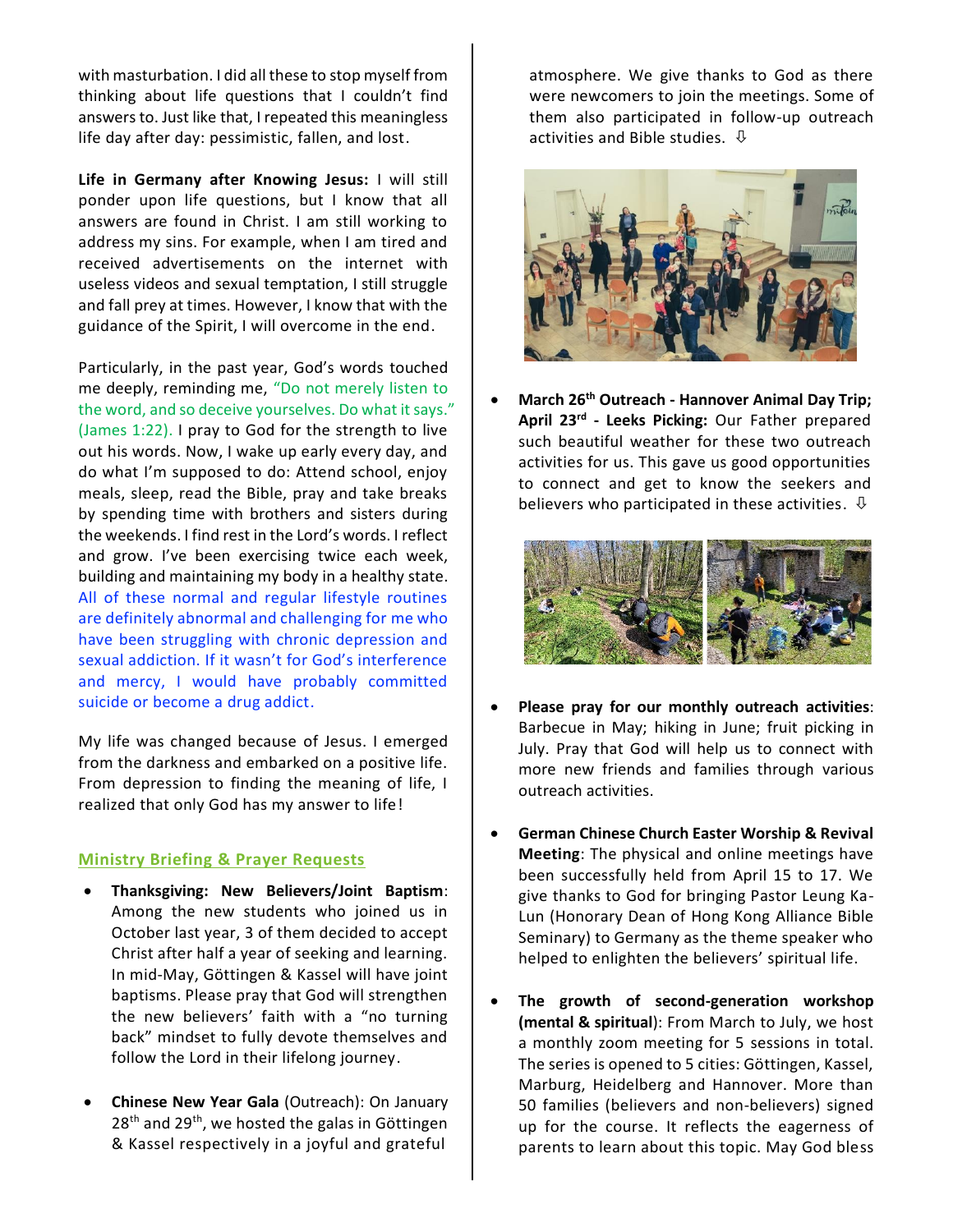with masturbation. I did all these to stop myself from thinking about life questions that I couldn't find answers to. Just like that, I repeated this meaningless life day after day: pessimistic, fallen, and lost.

**Life in Germany after Knowing Jesus:** I will still ponder upon life questions, but I know that all answers are found in Christ. I am still working to address my sins. For example, when I am tired and received advertisements on the internet with useless videos and sexual temptation, I still struggle and fall prey at times. However, I know that with the guidance of the Spirit, I will overcome in the end.

Particularly, in the past year, God's words touched me deeply, reminding me, "Do not merely listen to the word, and so deceive yourselves. Do what it says." (James 1:22). I pray to God for the strength to live out his words. Now, I wake up early every day, and do what I'm supposed to do: Attend school, enjoy meals, sleep, read the Bible, pray and take breaks by spending time with brothers and sisters during the weekends. I find rest in the Lord's words. I reflect and grow. I've been exercising twice each week, building and maintaining my body in a healthy state. All of these normal and regular lifestyle routines are definitely abnormal and challenging for me who have been struggling with chronic depression and sexual addiction. If it wasn't for God's interference and mercy, I would have probably committed suicide or become a drug addict.

My life was changed because of Jesus. I emerged from the darkness and embarked on a positive life. From depression to finding the meaning of life, I realized that only God has my answer to life!

## Ministry Briefing & Prayer Requests

- **Thanksgiving: New Believers/Joint Baptism**: Among the new students who joined us in October last year, 3 of them decided to accept Christ after half a year of seeking and learning. In mid-May, Göttingen & Kassel will have joint baptisms. Please pray that God will strengthen the new believers' faith with a "no turning back" mindset to fully devote themselves and follow the Lord in their lifelong journey.

- **Chinese New Year Gala** (Outreach): On January 28th and 29th, we hosted the galas in Göttingen & Kassel respectively in a joyful and grateful atmosphere. We give thanks to God as there were newcomers to join the meetings. Some of them also participated in follow-up outreach activities and Bible studies. ⇩

- **March 26th Outreach - Hannover Animal Day Trip; April 23rd - Leeks Picking:** Our Father prepared such beautiful weather for these two outreach activities for us. This gave us good opportunities to connect and get to know the seekers and believers who participated in these activities. ⇩

- **Please pray for our monthly outreach activities**: Barbecue in May; hiking in June; fruit picking in July. Pray that God will help us to connect with more new friends and families through various outreach activities.

- **German Chinese Church Easter Worship & Revival Meeting**: The physical and online meetings have been successfully held from April 15 to 17. We give thanks to God for bringing Pastor Leung Ka-Lun (Honorary Dean of Hong Kong Alliance Bible Seminary) to Germany as the theme speaker who helped to enlighten the believers' spiritual life.

- **The growth of second-generation workshop (mental & spiritual)**: From March to July, we host a monthly zoom meeting for 5 sessions in total. The series is opened to 5 cities: Göttingen, Kassel, Marburg, Heidelberg and Hannover. More than 50 families (believers and non-believers) signed up for the course. It reflects the eagerness of parents to learn about this topic. May God bless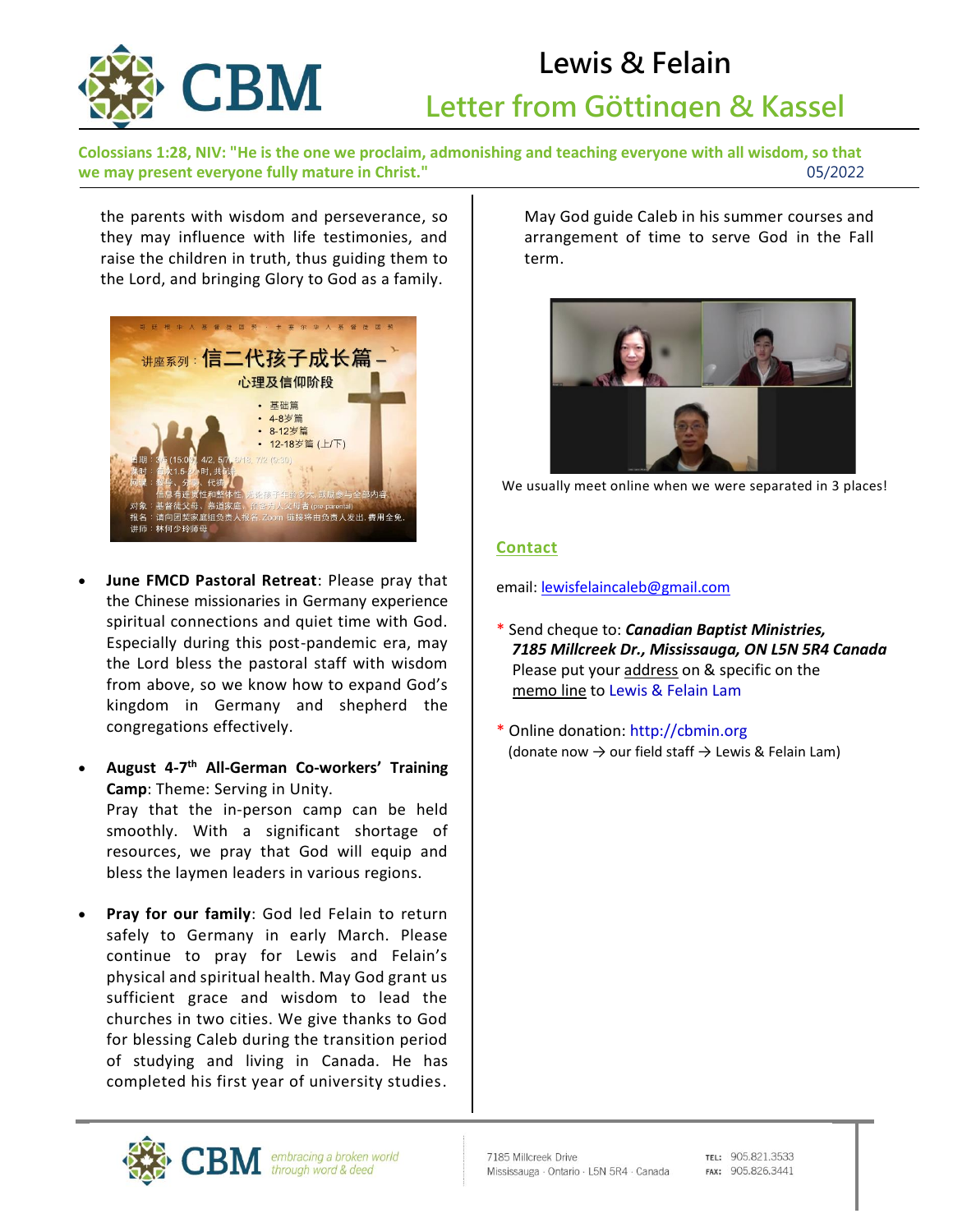# Lewis & Felain

## Letter from Göttingen & Kassel

**Colossians 1:28, NIV: "He is the one we proclaim, admonishing and teaching everyone with all wisdom, so that we may present everyone fully mature in Christ."** 05/2022

the parents with wisdom and perseverance, so they may influence with life testimonies, and raise the children in truth, thus guiding them to the Lord, and bringing Glory to God as a family.

- **June FMCD Pastoral Retreat**: Please pray that the Chinese missionaries in Germany experience spiritual connections and quiet time with God. Especially during this post-pandemic era, may the Lord bless the pastoral staff with wisdom from above, so we know how to expand God's kingdom in Germany and shepherd the congregations effectively.

- **August 4-7th All-German Co-workers' Training Camp**: Theme: Serving in Unity.
  Pray that the in-person camp can be held smoothly. With a significant shortage of resources, we pray that God will equip and bless the laymen leaders in various regions.

- **Pray for our family**: God led Felain to return safely to Germany in early March. Please continue to pray for Lewis and Felain's physical and spiritual health. May God grant us sufficient grace and wisdom to lead the churches in two cities. We give thanks to God for blessing Caleb during the transition period of studying and living in Canada. He has completed his first year of university studies.

May God guide Caleb in his summer courses and arrangement of time to serve God in the Fall term.

We usually meet online when we were separated in 3 places!

## Contact

email: lewisfelaincaleb@gmail.com

\* Send cheque to: ***Canadian Baptist Ministries, 7185 Millcreek Dr., Mississauga, ON L5N 5R4 Canada***
Please put your address on & specific on the memo line to Lewis & Felain Lam

\* Online donation: http://cbmin.org
(donate now → our field staff → Lewis & Felain Lam)